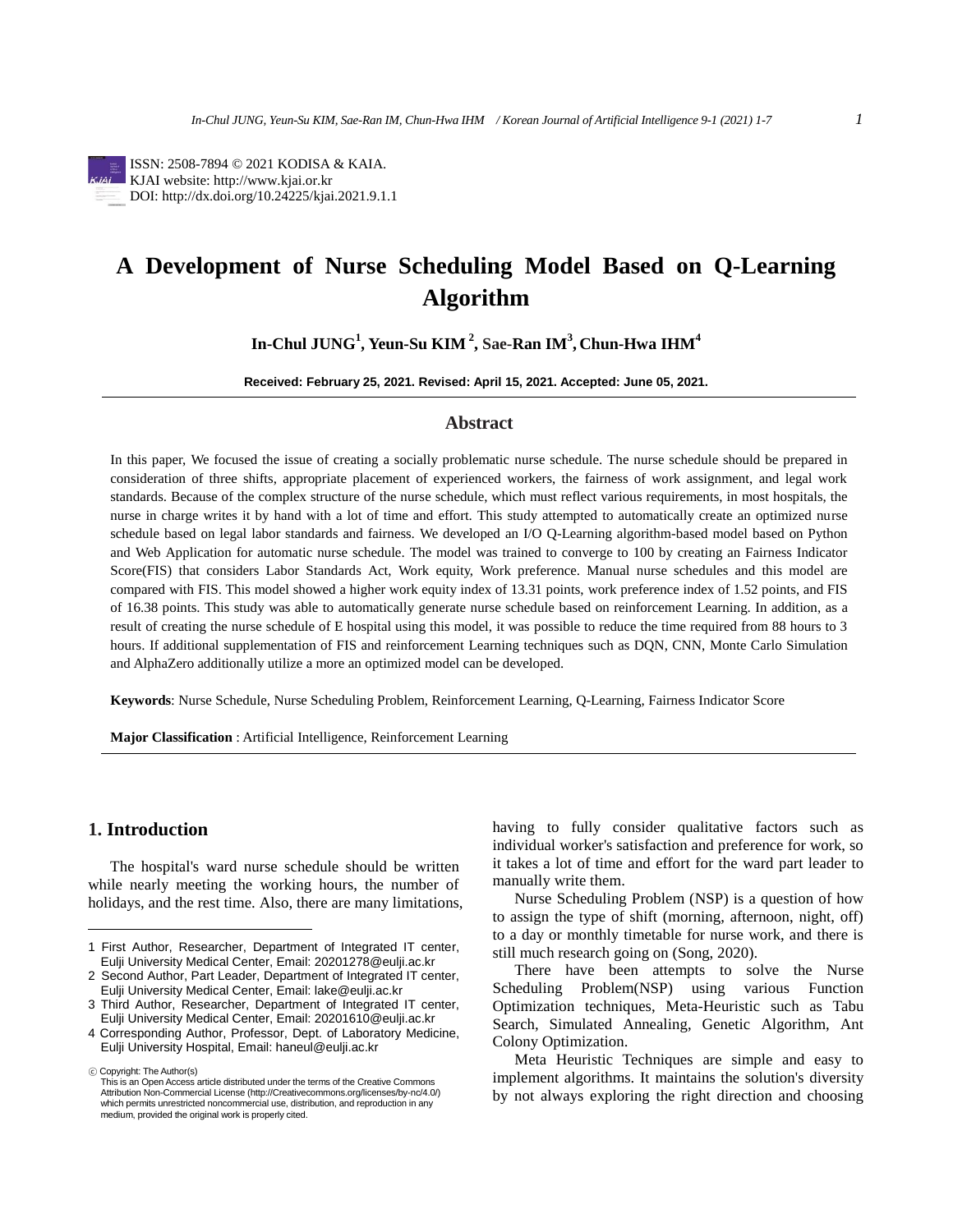ISSN: 2508-7894 © 2021 KODISA & KAIA.
KJAI website: http://www.kjai.or.kr
DOI: http://dx.doi.org/10.24225/kjai.2021.9.1.1

# A Development of Nurse Scheduling Model Based on Q-Learning Algorithm

**In-Chul JUNG[1], Yeun-Su KIM [2], Sae-Ran IM[3], Chun-Hwa IHM[4]**

**Received: February 25, 2021. Revised: April 15, 2021. Accepted: June 05, 2021.**

## Abstract

In this paper, We focused the issue of creating a socially problematic nurse schedule. The nurse schedule should be prepared in consideration of three shifts, appropriate placement of experienced workers, the fairness of work assignment, and legal work standards. Because of the complex structure of the nurse schedule, which must reflect various requirements, in most hospitals, the nurse in charge writes it by hand with a lot of time and effort. This study attempted to automatically create an optimized nurse schedule based on legal labor standards and fairness. We developed an I/O Q-Learning algorithm-based model based on Python and Web Application for automatic nurse schedule. The model was trained to converge to 100 by creating an Fairness Indicator Score(FIS) that considers Labor Standards Act, Work equity, Work preference. Manual nurse schedules and this model are compared with FIS. This model showed a higher work equity index of 13.31 points, work preference index of 1.52 points, and FIS of 16.38 points. This study was able to automatically generate nurse schedule based on reinforcement Learning. In addition, as a result of creating the nurse schedule of E hospital using this model, it was possible to reduce the time required from 88 hours to 3 hours. If additional supplementation of FIS and reinforcement Learning techniques such as DQN, CNN, Monte Carlo Simulation and AlphaZero additionally utilize a more an optimized model can be developed.

**Keywords**: Nurse Schedule, Nurse Scheduling Problem, Reinforcement Learning, Q-Learning, Fairness Indicator Score

**Major Classification** : Artificial Intelligence, Reinforcement Learning

## 1. Introduction

The hospital's ward nurse schedule should be written while nearly meeting the working hours, the number of holidays, and the rest time. Also, there are many limitations, having to fully consider qualitative factors such as individual worker's satisfaction and preference for work, so it takes a lot of time and effort for the ward part leader to manually write them.

Nurse Scheduling Problem (NSP) is a question of how to assign the type of shift (morning, afternoon, night, off) to a day or monthly timetable for nurse work, and there is still much research going on (Song, 2020).

There have been attempts to solve the Nurse Scheduling Problem(NSP) using various Function Optimization techniques, Meta-Heuristic such as Tabu Search, Simulated Annealing, Genetic Algorithm, Ant Colony Optimization.

Meta Heuristic Techniques are simple and easy to implement algorithms. It maintains the solution's diversity by not always exploring the right direction and choosing

---

1 First Author, Researcher, Department of Integrated IT center, Eulji University Medical Center, Email: 20201278@eulji.ac.kr

2 Second Author, Part Leader, Department of Integrated IT center, Eulji University Medical Center, Email: lake@eulji.ac.kr

3 Third Author, Researcher, Department of Integrated IT center, Eulji University Medical Center, Email: 20201610@eulji.ac.kr

4 Corresponding Author, Professor, Dept. of Laboratory Medicine, Eulji University Hospital, Email: haneul@eulji.ac.kr

ⓒ Copyright: The Author(s)
This is an Open Access article distributed under the terms of the Creative Commons Attribution Non-Commercial License (http://Creativecommons.org/licenses/by-nc/4.0/) which permits unrestricted noncommercial use, distribution, and reproduction in any medium, provided the original work is properly cited.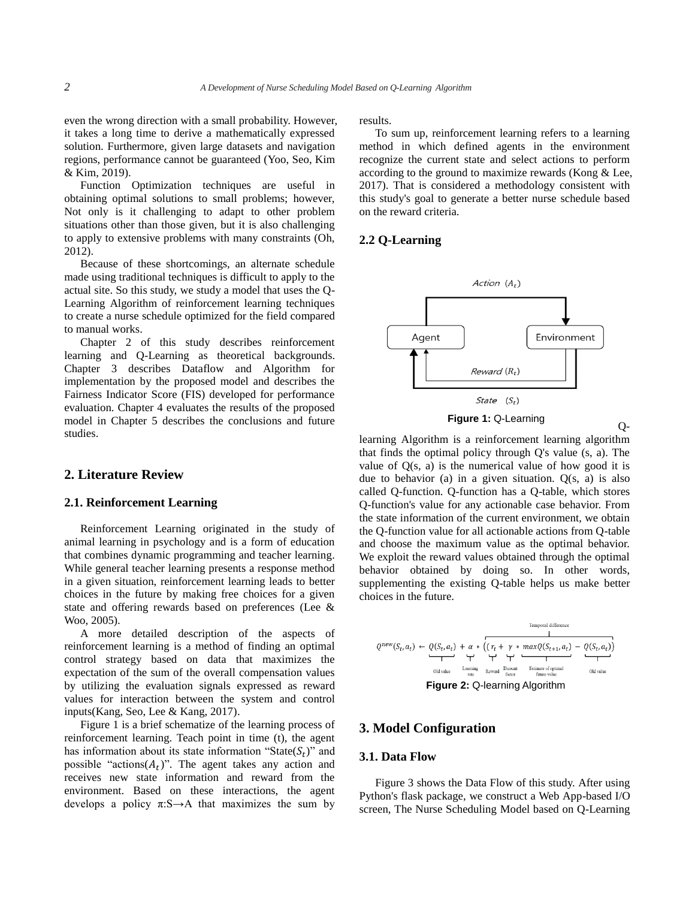even the wrong direction with a small probability. However, it takes a long time to derive a mathematically expressed solution. Furthermore, given large datasets and navigation regions, performance cannot be guaranteed (Yoo, Seo, Kim & Kim, 2019).

Function Optimization techniques are useful in obtaining optimal solutions to small problems; however, Not only is it challenging to adapt to other problem situations other than those given, but it is also challenging to apply to extensive problems with many constraints (Oh, 2012).

Because of these shortcomings, an alternate schedule made using traditional techniques is difficult to apply to the actual site. So this study, we study a model that uses the Q-Learning Algorithm of reinforcement learning techniques to create a nurse schedule optimized for the field compared to manual works.

Chapter 2 of this study describes reinforcement learning and Q-Learning as theoretical backgrounds. Chapter 3 describes Dataflow and Algorithm for implementation by the proposed model and describes the Fairness Indicator Score (FIS) developed for performance evaluation. Chapter 4 evaluates the results of the proposed model in Chapter 5 describes the conclusions and future studies.

## 2. Literature Review

### 2.1. Reinforcement Learning

Reinforcement Learning originated in the study of animal learning in psychology and is a form of education that combines dynamic programming and teacher learning. While general teacher learning presents a response method in a given situation, reinforcement learning leads to better choices in the future by making free choices for a given state and offering rewards based on preferences (Lee & Woo, 2005).

A more detailed description of the aspects of reinforcement learning is a method of finding an optimal control strategy based on data that maximizes the expectation of the sum of the overall compensation values by utilizing the evaluation signals expressed as reward values for interaction between the system and control inputs(Kang, Seo, Lee & Kang, 2017).

Figure 1 is a brief schematize of the learning process of reinforcement learning. Teach point in time (t), the agent has information about its state information "State($S_t$)" and possible "actions($A_t$)". The agent takes any action and receives new state information and reward from the environment. Based on these interactions, the agent develops a policy π:S→A that maximizes the sum by results.

To sum up, reinforcement learning refers to a learning method in which defined agents in the environment recognize the current state and select actions to perform according to the ground to maximize rewards (Kong & Lee, 2017). That is considered a methodology consistent with this study's goal to generate a better nurse schedule based on the reward criteria.

### 2.2 Q-Learning

Action ($A_t$)

Agent — Environment

Reward ($R_t$)

State ($S_t$)

**Figure 1:** Q-Learning

Q-learning Algorithm is a reinforcement learning algorithm that finds the optimal policy through Q's value (s, a). The value of Q(s, a) is the numerical value of how good it is due to behavior (a) in a given situation. Q(s, a) is also called Q-function. Q-function has a Q-table, which stores Q-function's value for any actionable case behavior. From the state information of the current environment, we obtain the Q-function value for all actionable actions from Q-table and choose the maximum value as the optimal behavior. We exploit the reward values obtained through the optimal behavior obtained by doing so. In other words, supplementing the existing Q-table helps us make better choices in the future.

$$Q^{new}(S_t, a_t) \leftarrow \underbrace{Q(S_t, a_t)}_{\text{Old value}} + \underbrace{\alpha}_{\text{Learning rate}} * \overbrace{\left( (\underbrace{r_t}_{\text{Reward}} + \underbrace{\gamma}_{\text{Discount factor}} * \underbrace{maxQ(S_{t+1}, a_t)}_{\text{Estimate of optimal future value}} - \underbrace{Q(S_t, a_t)}_{\text{Old value}} \right)}^{\text{Temporal difference}}$$

**Figure 2:** Q-learning Algorithm

## 3. Model Configuration

### 3.1. Data Flow

Figure 3 shows the Data Flow of this study. After using Python's flask package, we construct a Web App-based I/O screen, The Nurse Scheduling Model based on Q-Learning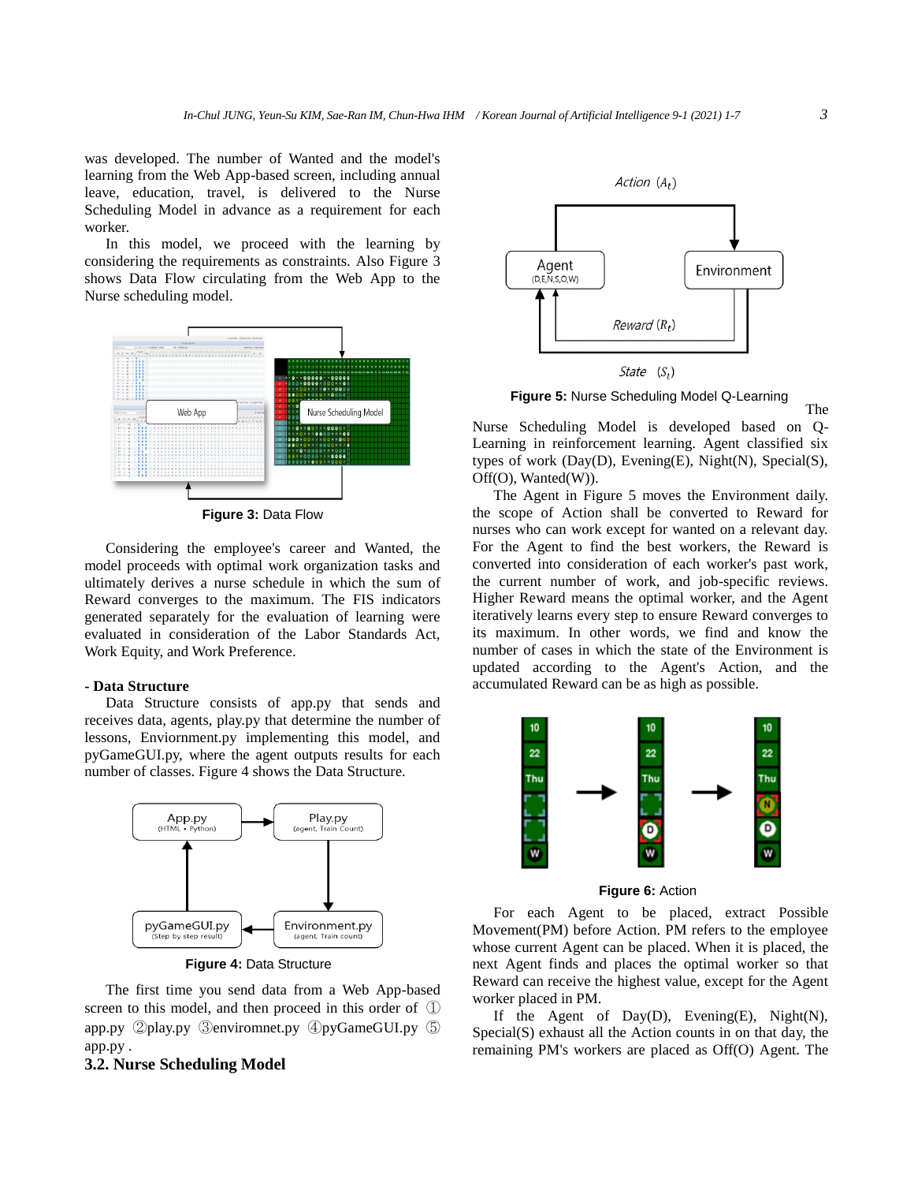was developed. The number of Wanted and the model's learning from the Web App-based screen, including annual leave, education, travel, is delivered to the Nurse Scheduling Model in advance as a requirement for each worker.

In this model, we proceed with the learning by considering the requirements as constraints. Also Figure 3 shows Data Flow circulating from the Web App to the Nurse scheduling model.

**Figure 3:** Data Flow

Considering the employee's career and Wanted, the model proceeds with optimal work organization tasks and ultimately derives a nurse schedule in which the sum of Reward converges to the maximum. The FIS indicators generated separately for the evaluation of learning were evaluated in consideration of the Labor Standards Act, Work Equity, and Work Preference.

**- Data Structure**

Data Structure consists of app.py that sends and receives data, agents, play.py that determine the number of lessons, Enviornment.py implementing this model, and pyGameGUI.py, where the agent outputs results for each number of classes. Figure 4 shows the Data Structure.

**Figure 4:** Data Structure

The first time you send data from a Web App-based screen to this model, and then proceed in this order of ① app.py ②play.py ③enviromnet.py ④pyGameGUI.py ⑤ app.py .

### 3.2. Nurse Scheduling Model

**Figure 5:** Nurse Scheduling Model Q-Learning

The Nurse Scheduling Model is developed based on Q-Learning in reinforcement learning. Agent classified six types of work (Day(D), Evening(E), Night(N), Special(S), Off(O), Wanted(W)).

The Agent in Figure 5 moves the Environment daily. the scope of Action shall be converted to Reward for nurses who can work except for wanted on a relevant day. For the Agent to find the best workers, the Reward is converted into consideration of each worker's past work, the current number of work, and job-specific reviews. Higher Reward means the optimal worker, and the Agent iteratively learns every step to ensure Reward converges to its maximum. In other words, we find and know the number of cases in which the state of the Environment is updated according to the Agent's Action, and the accumulated Reward can be as high as possible.

**Figure 6:** Action

For each Agent to be placed, extract Possible Movement(PM) before Action. PM refers to the employee whose current Agent can be placed. When it is placed, the next Agent finds and places the optimal worker so that Reward can receive the highest value, except for the Agent worker placed in PM.

If the Agent of Day(D), Evening(E), Night(N), Special(S) exhaust all the Action counts in on that day, the remaining PM's workers are placed as Off(O) Agent. The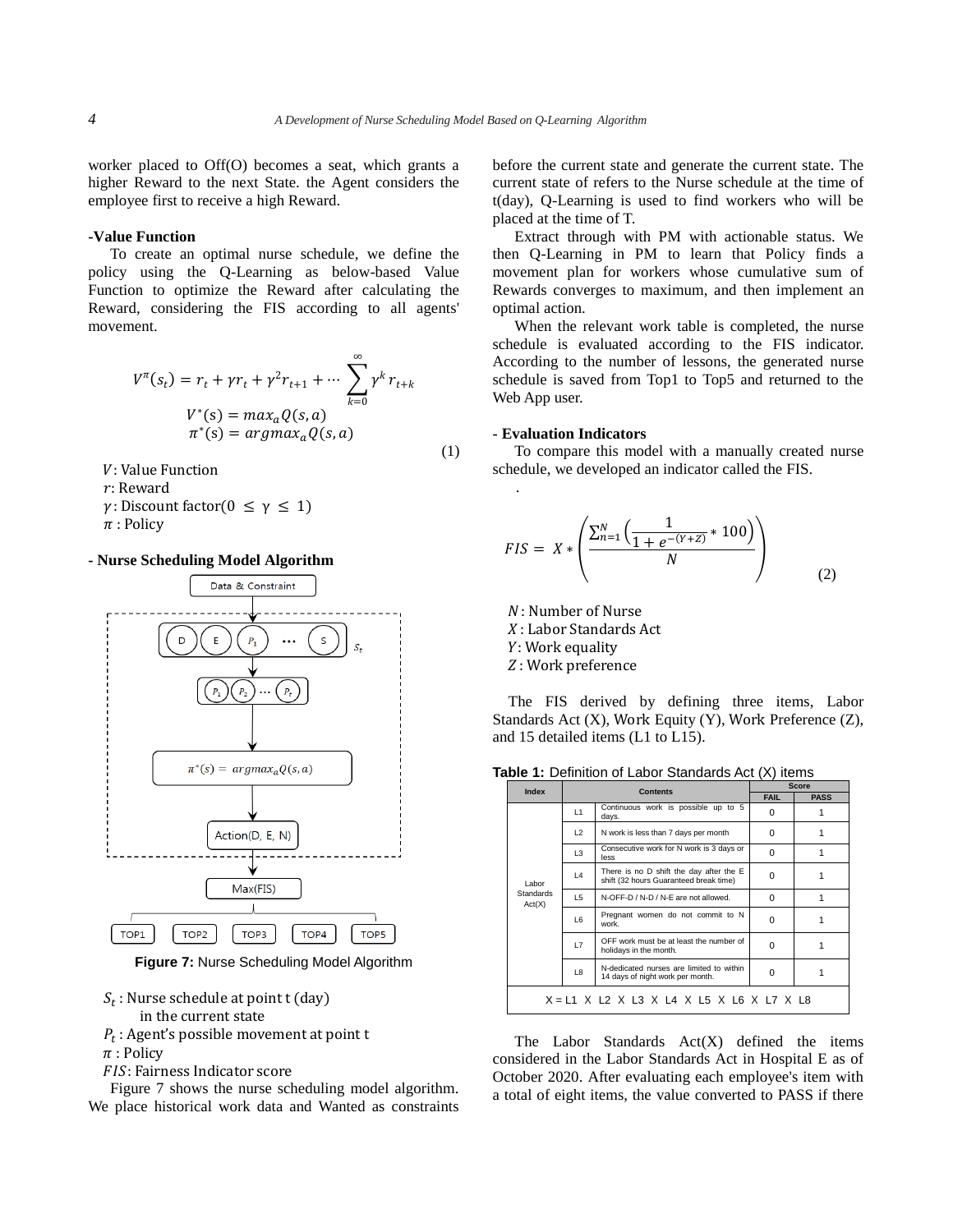worker placed to Off(O) becomes a seat, which grants a higher Reward to the next State. the Agent considers the employee first to receive a high Reward.

**-Value Function**

To create an optimal nurse schedule, we define the policy using the Q-Learning as below-based Value Function to optimize the Reward after calculating the Reward, considering the FIS according to all agents' movement.

$$V^{\pi}(s_t) = r_t + \gamma r_t + \gamma^2 r_{t+1} + \cdots \sum_{k=0}^{\infty} \gamma^k r_{t+k}$$
$$V^*(s) = max_a Q(s,a)$$
$$\pi^*(s) = argmax_a Q(s,a) \tag{1}$$

$V$: Value Function
$r$: Reward
$\gamma$: Discount factor($0 \leq \gamma \leq 1$)
$\pi$ : Policy

**- Nurse Scheduling Model Algorithm**

**Figure 7:** Nurse Scheduling Model Algorithm

$S_t$ : Nurse schedule at point t (day) in the current state
$P_t$ : Agent's possible movement at point t
$\pi$ : Policy
$FIS$: Fairness Indicator score

Figure 7 shows the nurse scheduling model algorithm. We place historical work data and Wanted as constraints before the current state and generate the current state. The current state of refers to the Nurse schedule at the time of t(day), Q-Learning is used to find workers who will be placed at the time of T.

Extract through with PM with actionable status. We then Q-Learning in PM to learn that Policy finds a movement plan for workers whose cumulative sum of Rewards converges to maximum, and then implement an optimal action.

When the relevant work table is completed, the nurse schedule is evaluated according to the FIS indicator. According to the number of lessons, the generated nurse schedule is saved from Top1 to Top5 and returned to the Web App user.

**- Evaluation Indicators**

To compare this model with a manually created nurse schedule, we developed an indicator called the FIS.

$$FIS = X * \left( \frac{\sum_{n=1}^{N} \left( \frac{1}{1+e^{-(Y+Z)}} * 100 \right)}{N} \right) \tag{2}$$

$N$: Number of Nurse
$X$: Labor Standards Act
$Y$: Work equality
$Z$: Work preference

The FIS derived by defining three items, Labor Standards Act (X), Work Equity (Y), Work Preference (Z), and 15 detailed items (L1 to L15).

**Table 1:** Definition of Labor Standards Act (X) items

| Index | | Contents | Score | |
|---|---|---|---|---|
| | | | FAIL | PASS |
| Labor Standards Act(X) | L1 | Continuous work is possible up to 5 days. | 0 | 1 |
| | L2 | N work is less than 7 days per month | 0 | 1 |
| | L3 | Consecutive work for N work is 3 days or less | 0 | 1 |
| | L4 | There is no D shift the day after the E shift (32 hours Guaranteed break time) | 0 | 1 |
| | L5 | N-OFF-D / N-D / N-E are not allowed. | 0 | 1 |
| | L6 | Pregnant women do not commit to N work. | 0 | 1 |
| | L7 | OFF work must be at least the number of holidays in the month. | 0 | 1 |
| | L8 | N-dedicated nurses are limited to within 14 days of night work per month. | 0 | 1 |
| X = L1 X L2 X L3 X L4 X L5 X L6 X L7 X L8 | | | | |

The Labor Standards Act(X) defined the items considered in the Labor Standards Act in Hospital E as of October 2020. After evaluating each employee's item with a total of eight items, the value converted to PASS if there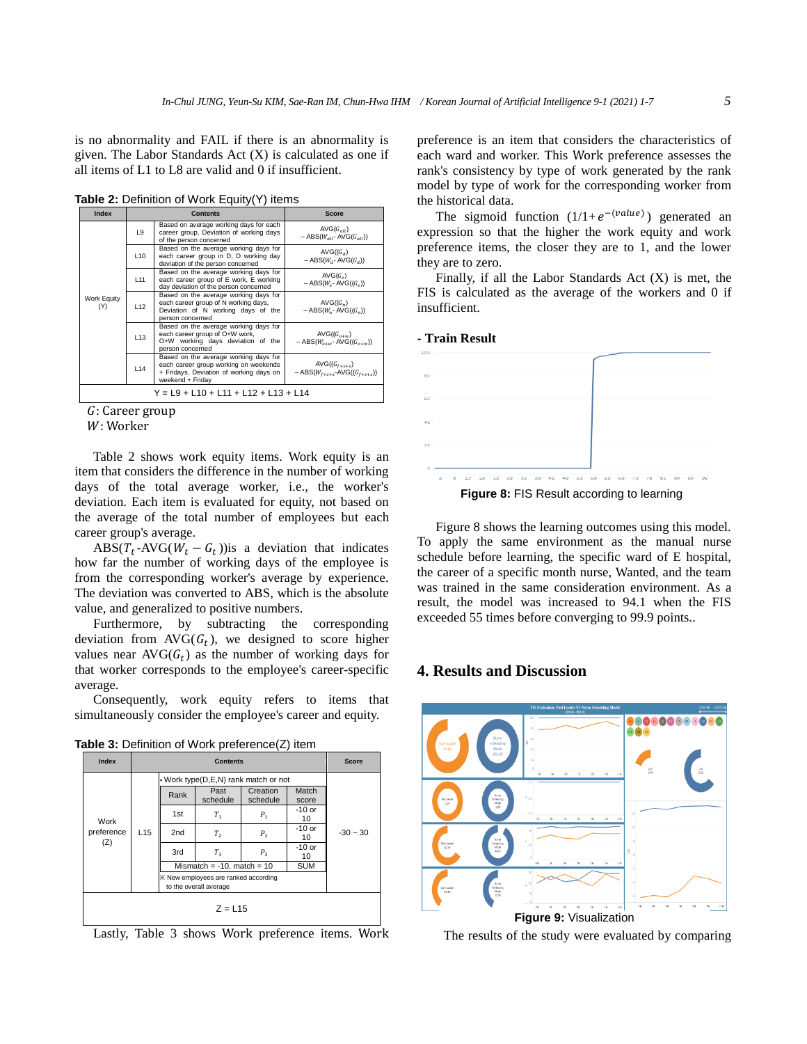is no abnormality and FAIL if there is an abnormality is given. The Labor Standards Act (X) is calculated as one if all items of L1 to L8 are valid and 0 if insufficient.

**Table 2:** Definition of Work Equity(Y) items

| Index | | Contents | Score |
|---|---|---|---|
| Work Equity (Y) | L9 | Based on average working days for each career group, Deviation of working days of the person concerned | AVG($G_{all}$) – ABS($W_{all}$ - AVG($G_{all}$)) |
| | L10 | Based on the average working days for each career group in D, D working day deviation of the person concerned | AVG($G_d$) – ABS($W_d$ - AVG($G_d$)) |
| | L11 | Based on the average working days for each career group of E work, E working day deviation of the person concerned | AVG($G_e$) – ABS($W_e$ - AVG($G_e$)) |
| | L12 | Based on the average working days for each career group of N working days, Deviation of N working days of the person concerned | AVG($G_n$) – ABS($W_n$ - AVG($G_n$)) |
| | L13 | Based on the average working days for each career group of O+W work, O+W working days deviation of the person concerned | AVG($G_{o+w}$) – ABS($W_{o+w}$ - AVG($G_{o+w}$)) |
| | L14 | Based on the average working days for each career group working on weekends + Fridays. Deviation of working days on weekend + Friday | AVG($G_{f+s+s}$) – ABS($W_{f+s+s}$ - AVG($G_{f+s+s}$)) |
| Y = L9 + L10 + L11 + L12 + L13 + L14 | | | |

$G$: Career group
$W$: Worker

Table 2 shows work equity items. Work equity is an item that considers the difference in the number of working days of the total average worker, i.e., the worker's deviation. Each item is evaluated for equity, not based on the average of the total number of employees but each career group's average.

ABS($T_t$-AVG($W_t - G_t$))is a deviation that indicates how far the number of working days of the employee is from the corresponding worker's average by experience. The deviation was converted to ABS, which is the absolute value, and generalized to positive numbers.

Furthermore, by subtracting the corresponding deviation from AVG($G_t$), we designed to score higher values near AVG($G_t$) as the number of working days for that worker corresponds to the employee's career-specific average.

Consequently, work equity refers to items that simultaneously consider the employee's career and equity.

**Table 3:** Definition of Work preference(Z) item

| Index | | Contents | | | | Score |
|---|---|---|---|---|---|---|
| Work preference (Z) | L15 | • Work type(D,E,N) rank match or not | | | | -30 ~ 30 |
| | | Rank | Past schedule | Creation schedule | Match score | |
| | | 1st | $T_1$ | $P_1$ | -10 or 10 | |
| | | 2nd | $T_2$ | $P_2$ | -10 or 10 | |
| | | 3rd | $T_3$ | $P_3$ | -10 or 10 | |
| | | Mismatch = -10, match = 10 | | | SUM | |
| | | ※ New employees are ranked according to the overall average | | | | |
| Z = L15 | | | | | | |

Lastly, Table 3 shows Work preference items. Work preference is an item that considers the characteristics of each ward and worker. This Work preference assesses the rank's consistency by type of work generated by the rank model by type of work for the corresponding worker from the historical data.

The sigmoid function $(1/1+e^{-(value)})$ generated an expression so that the higher the work equity and work preference items, the closer they are to 1, and the lower they are to zero.

Finally, if all the Labor Standards Act (X) is met, the FIS is calculated as the average of the workers and 0 if insufficient.

**- Train Result**

**Figure 8:** FIS Result according to learning

Figure 8 shows the learning outcomes using this model. To apply the same environment as the manual nurse schedule before learning, the specific ward of E hospital, the career of a specific month nurse, Wanted, and the team was trained in the same consideration environment. As a result, the model was increased to 94.1 when the FIS exceeded 55 times before converging to 99.9 points..

## 4. Results and Discussion

**Figure 9:** Visualization

The results of the study were evaluated by comparing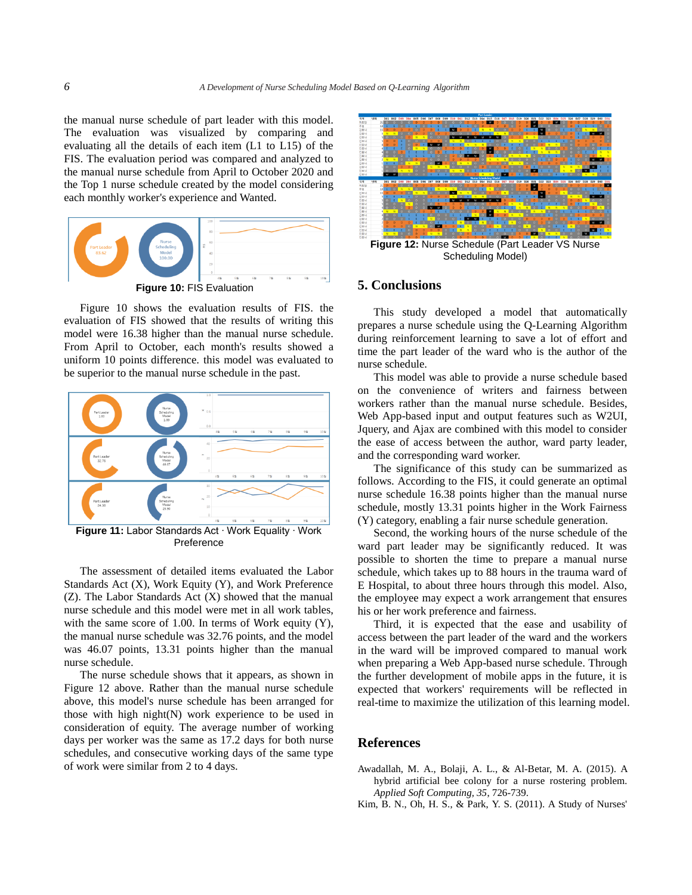the manual nurse schedule of part leader with this model. The evaluation was visualized by comparing and evaluating all the details of each item (L1 to L15) of the FIS. The evaluation period was compared and analyzed to the manual nurse schedule from April to October 2020 and the Top 1 nurse schedule created by the model considering each monthly worker's experience and Wanted.

**Figure 10:** FIS Evaluation

Figure 10 shows the evaluation results of FIS. the evaluation of FIS showed that the results of writing this model were 16.38 higher than the manual nurse schedule. From April to October, each month's results showed a uniform 10 points difference. this model was evaluated to be superior to the manual nurse schedule in the past.

**Figure 11:** Labor Standards Act · Work Equality · Work Preference

The assessment of detailed items evaluated the Labor Standards Act (X), Work Equity (Y), and Work Preference (Z). The Labor Standards Act (X) showed that the manual nurse schedule and this model were met in all work tables, with the same score of 1.00. In terms of Work equity (Y), the manual nurse schedule was 32.76 points, and the model was 46.07 points, 13.31 points higher than the manual nurse schedule.

The nurse schedule shows that it appears, as shown in Figure 12 above. Rather than the manual nurse schedule above, this model's nurse schedule has been arranged for those with high night(N) work experience to be used in consideration of equity. The average number of working days per worker was the same as 17.2 days for both nurse schedules, and consecutive working days of the same type of work were similar from 2 to 4 days.

**Figure 12:** Nurse Schedule (Part Leader VS Nurse Scheduling Model)

## 5. Conclusions

This study developed a model that automatically prepares a nurse schedule using the Q-Learning Algorithm during reinforcement learning to save a lot of effort and time the part leader of the ward who is the author of the nurse schedule.

This model was able to provide a nurse schedule based on the convenience of writers and fairness between workers rather than the manual nurse schedule. Besides, Web App-based input and output features such as W2UI, Jquery, and Ajax are combined with this model to consider the ease of access between the author, ward party leader, and the corresponding ward worker.

The significance of this study can be summarized as follows. According to the FIS, it could generate an optimal nurse schedule 16.38 points higher than the manual nurse schedule, mostly 13.31 points higher in the Work Fairness (Y) category, enabling a fair nurse schedule generation.

Second, the working hours of the nurse schedule of the ward part leader may be significantly reduced. It was possible to shorten the time to prepare a manual nurse schedule, which takes up to 88 hours in the trauma ward of E Hospital, to about three hours through this model. Also, the employee may expect a work arrangement that ensures his or her work preference and fairness.

Third, it is expected that the ease and usability of access between the part leader of the ward and the workers in the ward will be improved compared to manual work when preparing a Web App-based nurse schedule. Through the further development of mobile apps in the future, it is expected that workers' requirements will be reflected in real-time to maximize the utilization of this learning model.

## References

Awadallah, M. A., Bolaji, A. L., & Al-Betar, M. A. (2015). A hybrid artificial bee colony for a nurse rostering problem. *Applied Soft Computing, 35*, 726-739.

Kim, B. N., Oh, H. S., & Park, Y. S. (2011). A Study of Nurses'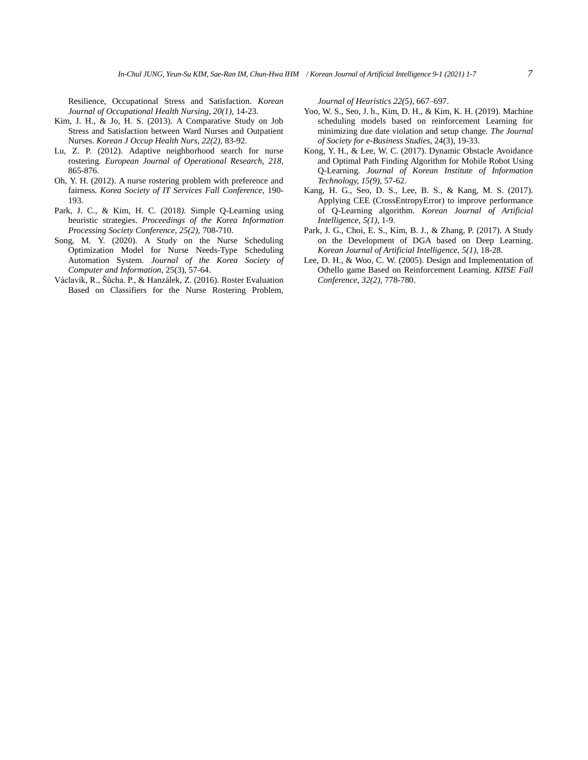Resilience, Occupational Stress and Satisfaction. *Korean Journal of Occupational Health Nursing, 20(1),* 14-23.

Kim, J. H., & Jo, H. S. (2013). A Comparative Study on Job Stress and Satisfaction between Ward Nurses and Outpatient Nurses. *Korean J Occup Health Nurs, 22(2),* 83-92.

Lu, Z. P. (2012). Adaptive neighborhood search for nurse rostering. *European Journal of Operational Research, 218,* 865-876.

Oh, Y. H. (2012). A nurse rostering problem with preference and fairness. *Korea Society of IT Services Fall Conference,* 190-193.

Park, J. C., & Kim, H. C. (2018). Simple Q-Learning using heuristic strategies. *Proceedings of the Korea Information Processing Society Conference, 25(2),* 708-710.

Song, M. Y. (2020). A Study on the Nurse Scheduling Optimization Model for Nurse Needs-Type Scheduling Automation System. *Journal of the Korea Society of Computer and Information,* 25(3), 57-64.

Václavík, R., Šůcha. P., & Hanzálek, Z. (2016). Roster Evaluation Based on Classifiers for the Nurse Rostering Problem, *Journal of Heuristics 22(5)*, 667–697.

Yoo, W. S., Seo, J. h., Kim, D. H., & Kim, K. H. (2019). Machine scheduling models based on reinforcement Learning for minimizing due date violation and setup change. *The Journal of Society for e-Business Studies,* 24(3), 19-33.

Kong, Y. H., & Lee, W. C. (2017). Dynamic Obstacle Avoidance and Optimal Path Finding Algorithm for Mobile Robot Using Q-Learning. *Journal of Korean Institute of Information Technology, 15(9),* 57-62.

Kang, H. G., Seo, D. S., Lee, B. S., & Kang, M. S. (2017). Applying CEE (CrossEntropyError) to improve performance of Q-Learning algorithm. *Korean Journal of Artificial Intelligence, 5(1),* 1-9.

Park, J. G., Choi, E. S., Kim, B. J., & Zhang, P. (2017). A Study on the Development of DGA based on Deep Learning. *Korean Journal of Artificial Intelligence, 5(1),* 18-28.

Lee, D. H., & Woo, C. W. (2005). Design and Implementation of Othello game Based on Reinforcement Learning. *KIISE Fall Conference, 32(2),* 778-780.